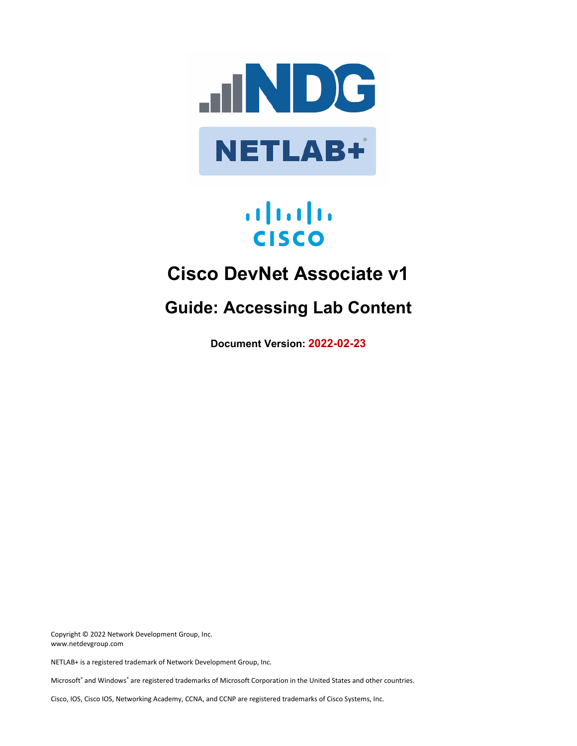# Cisco DevNet Associate v1

## Guide: Accessing Lab Content

**Document Version: 2022-02-23**

Copyright © 2022 Network Development Group, Inc.
www.netdevgroup.com

NETLAB+ is a registered trademark of Network Development Group, Inc.

Microsoft® and Windows® are registered trademarks of Microsoft Corporation in the United States and other countries.

Cisco, IOS, Cisco IOS, Networking Academy, CCNA, and CCNP are registered trademarks of Cisco Systems, Inc.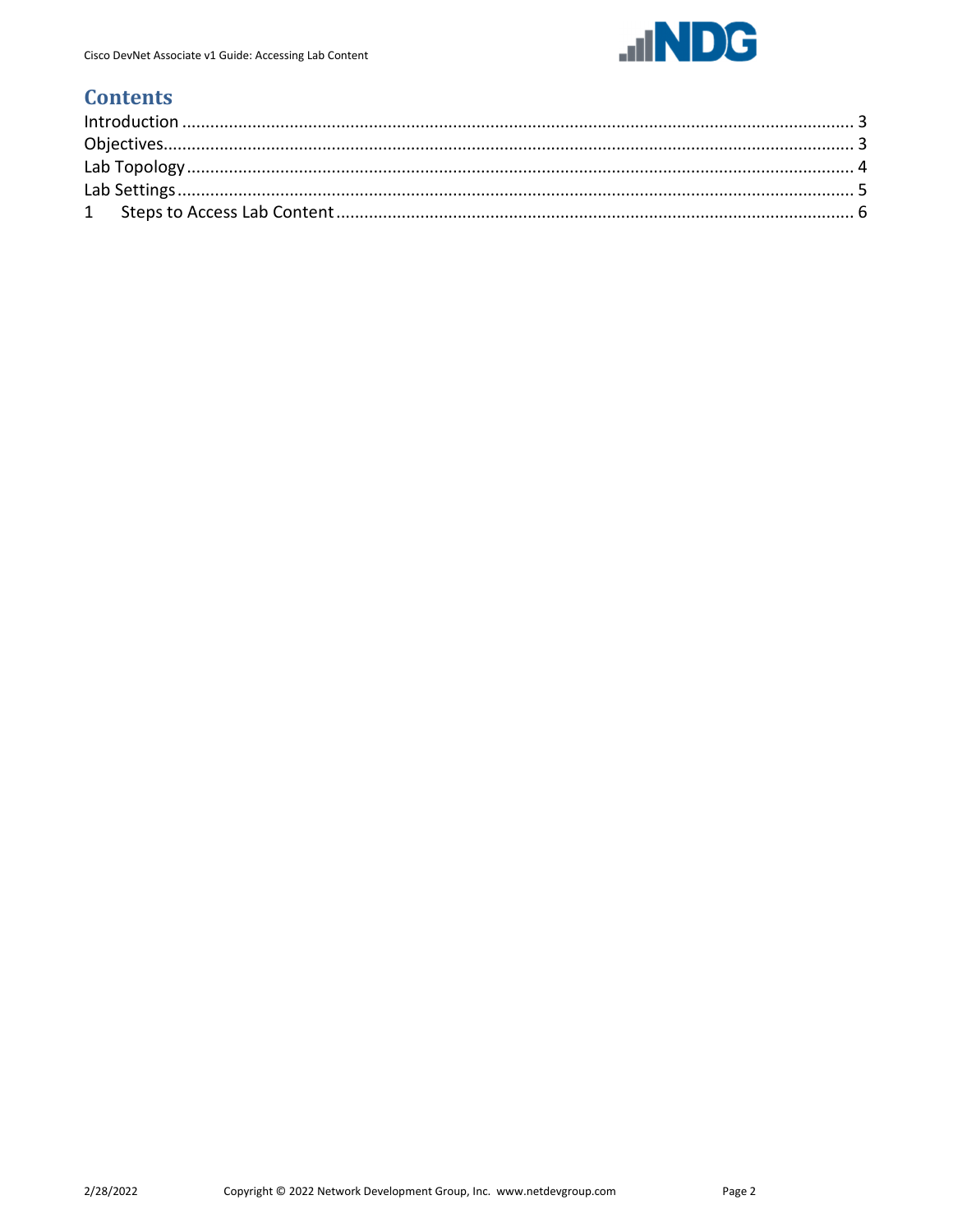# Contents

Introduction ........................................................................................................ 3
Objectives............................................................................................................ 3
Lab Topology ........................................................................................................ 4
Lab Settings .......................................................................................................... 5
1 Steps to Access Lab Content ............................................................................. 6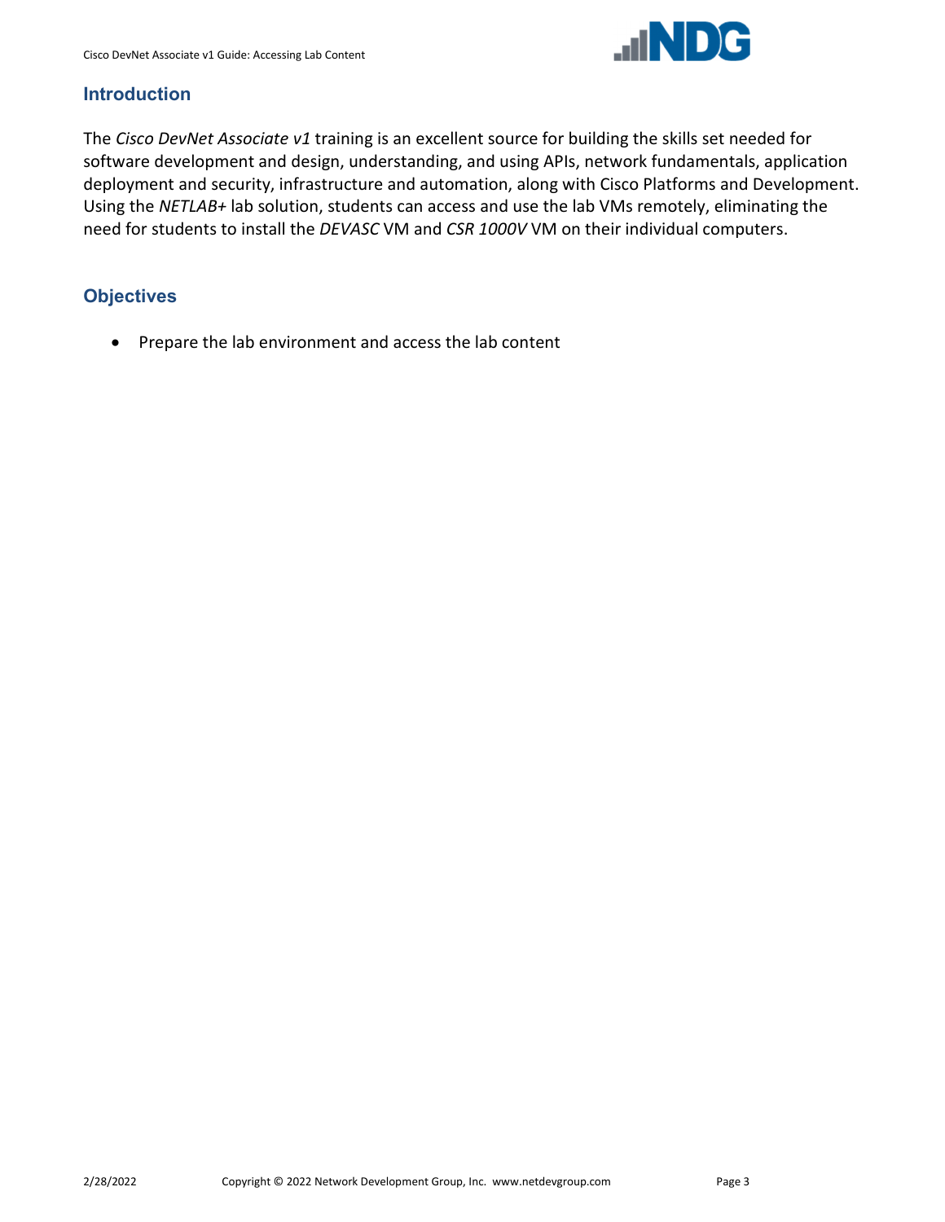## Introduction

The *Cisco DevNet Associate v1* training is an excellent source for building the skills set needed for software development and design, understanding, and using APIs, network fundamentals, application deployment and security, infrastructure and automation, along with Cisco Platforms and Development. Using the *NETLAB+* lab solution, students can access and use the lab VMs remotely, eliminating the need for students to install the *DEVASC* VM and *CSR 1000V* VM on their individual computers.

## Objectives

- Prepare the lab environment and access the lab content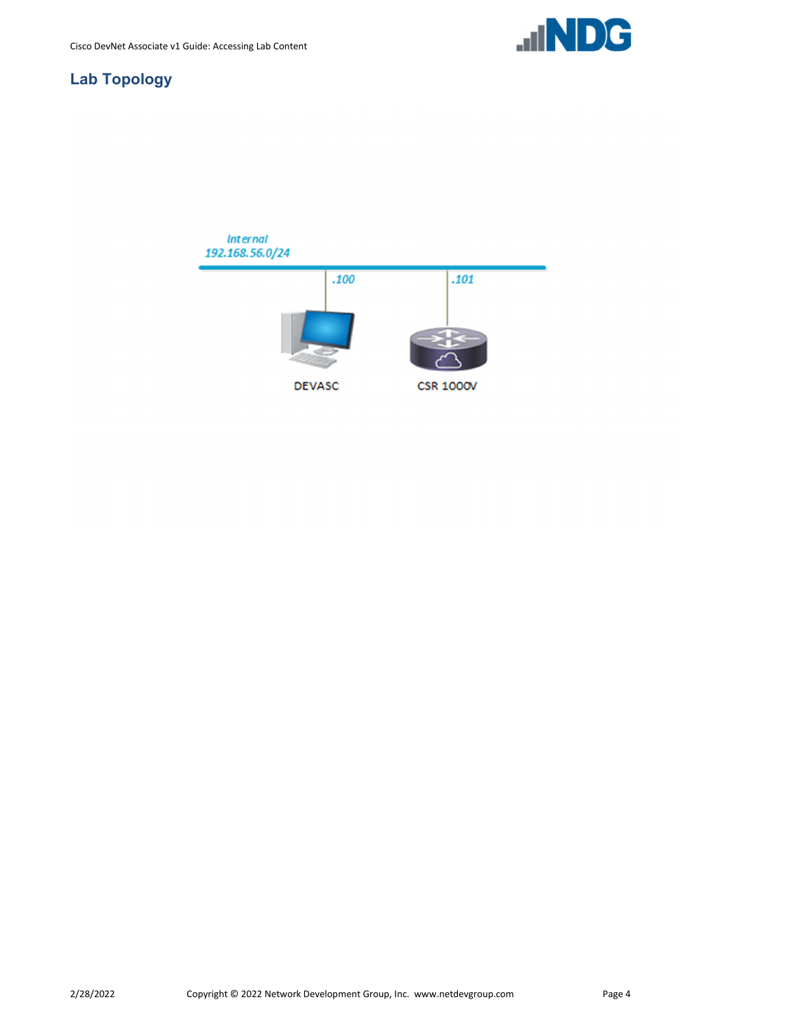## Lab Topology

Internal
192.168.56.0/24

.100

.101

DEVASC

CSR 1000V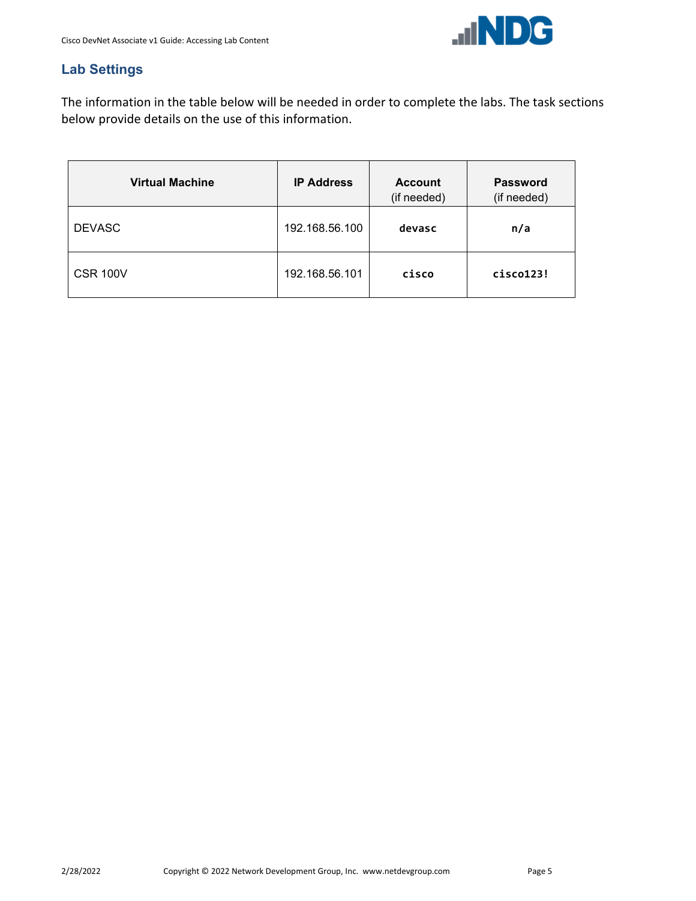## Lab Settings

The information in the table below will be needed in order to complete the labs. The task sections below provide details on the use of this information.

| Virtual Machine | IP Address | Account (if needed) | Password (if needed) |
|---|---|---|---|
| DEVASC | 192.168.56.100 | **devasc** | **n/a** |
| CSR 100V | 192.168.56.101 | **cisco** | **cisco123!** |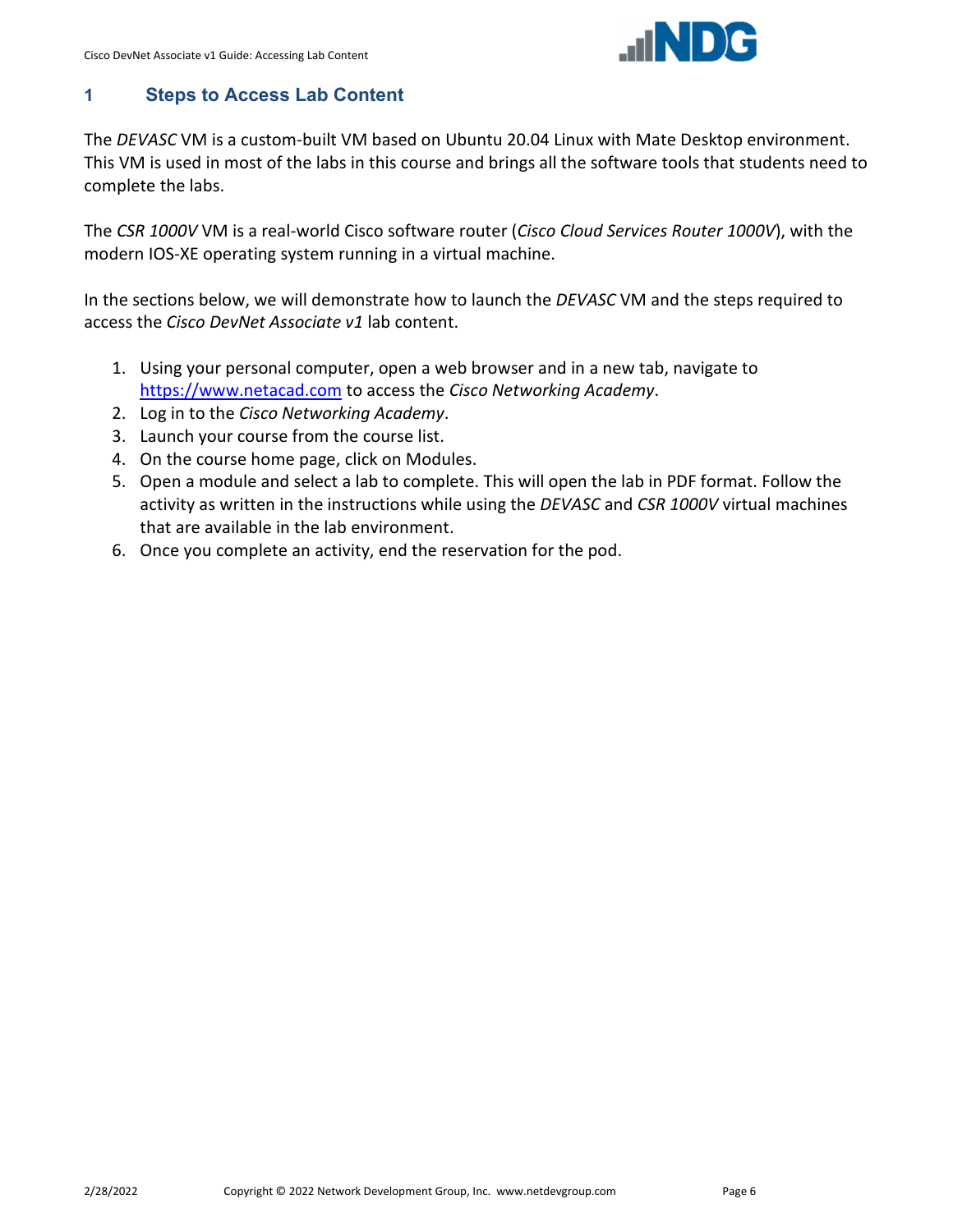# 1 Steps to Access Lab Content

The *DEVASC* VM is a custom-built VM based on Ubuntu 20.04 Linux with Mate Desktop environment. This VM is used in most of the labs in this course and brings all the software tools that students need to complete the labs.

The *CSR 1000V* VM is a real-world Cisco software router (*Cisco Cloud Services Router 1000V*), with the modern IOS-XE operating system running in a virtual machine.

In the sections below, we will demonstrate how to launch the *DEVASC* VM and the steps required to access the *Cisco DevNet Associate v1* lab content.

1. Using your personal computer, open a web browser and in a new tab, navigate to https://www.netacad.com to access the *Cisco Networking Academy*.
2. Log in to the *Cisco Networking Academy*.
3. Launch your course from the course list.
4. On the course home page, click on Modules.
5. Open a module and select a lab to complete. This will open the lab in PDF format. Follow the activity as written in the instructions while using the *DEVASC* and *CSR 1000V* virtual machines that are available in the lab environment.
6. Once you complete an activity, end the reservation for the pod.